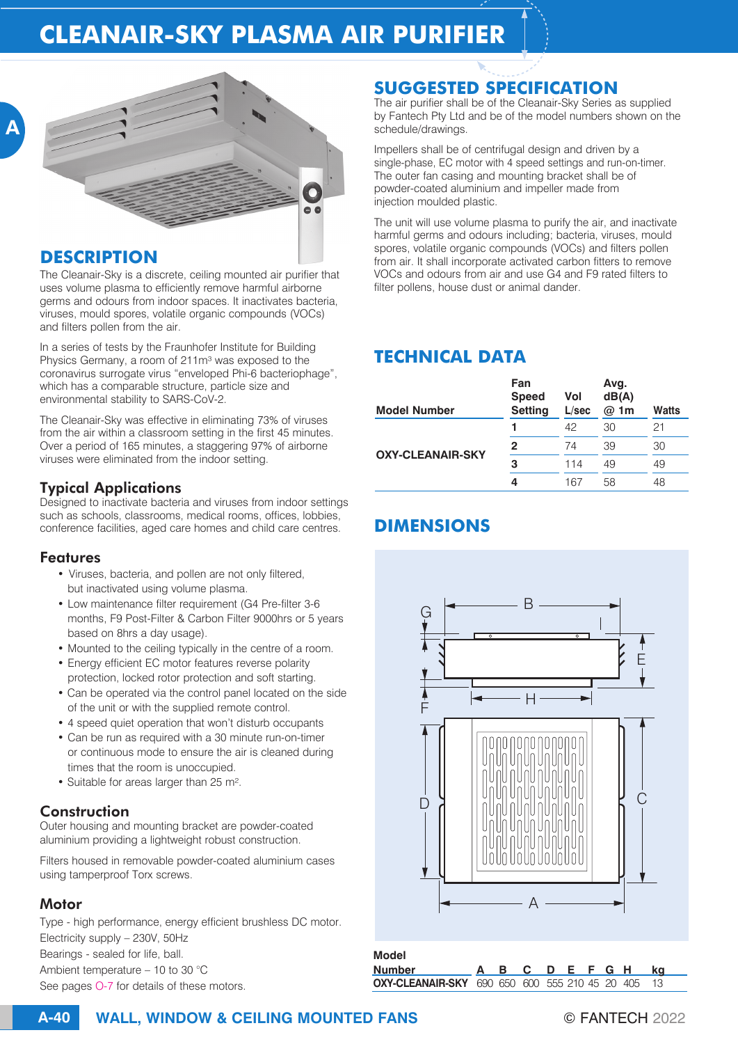# CLEANAIR-SKY PLASMA AIR PURIFIER

## DESCRIPTION

The Cleanair-Sky is a discrete, ceiling mounted air purifier that uses volume plasma to efficiently remove harmful airborne germs and odours from indoor spaces. It inactivates bacteria, viruses, mould spores, volatile organic compounds (VOCs) and filters pollen from the air.

In a series of tests by the Fraunhofer Institute for Building Physics Germany, a room of 211m³ was exposed to the coronavirus surrogate virus "enveloped Phi-6 bacteriophage", which has a comparable structure, particle size and environmental stability to SARS-CoV-2.

The Cleanair-Sky was effective in eliminating 73% of viruses from the air within a classroom setting in the first 45 minutes. Over a period of 165 minutes, a staggering 97% of airborne viruses were eliminated from the indoor setting.

### Typical Applications

Designed to inactivate bacteria and viruses from indoor settings such as schools, classrooms, medical rooms, offices, lobbies, conference facilities, aged care homes and child care centres.

### Features

- Viruses, bacteria, and pollen are not only filtered, but inactivated using volume plasma.
- Low maintenance filter requirement (G4 Pre-filter 3-6 months, F9 Post-Filter & Carbon Filter 9000hrs or 5 years based on 8hrs a day usage).
- Mounted to the ceiling typically in the centre of a room.
- Energy efficient EC motor features reverse polarity protection, locked rotor protection and soft starting.
- Can be operated via the control panel located on the side of the unit or with the supplied remote control.
- 4 speed quiet operation that won't disturb occupants
- Can be run as required with a 30 minute run-on-timer or continuous mode to ensure the air is cleaned during times that the room is unoccupied.
- Suitable for areas larger than 25 m².

### Construction

Outer housing and mounting bracket are powder-coated aluminium providing a lightweight robust construction.

Filters housed in removable powder-coated aluminium cases using tamperproof Torx screws.

### Motor

Type - high performance, energy efficient brushless DC motor.
Electricity supply – 230V, 50Hz
Bearings - sealed for life, ball.
Ambient temperature – 10 to 30 °C
See pages O-7 for details of these motors.

## SUGGESTED SPECIFICATION

The air purifier shall be of the Cleanair-Sky Series as supplied by Fantech Pty Ltd and be of the model numbers shown on the schedule/drawings.

Impellers shall be of centrifugal design and driven by a single-phase, EC motor with 4 speed settings and run-on-timer. The outer fan casing and mounting bracket shall be of powder-coated aluminium and impeller made from injection moulded plastic.

The unit will use volume plasma to purify the air, and inactivate harmful germs and odours including; bacteria, viruses, mould spores, volatile organic compounds (VOCs) and filters pollen from air. It shall incorporate activated carbon fitters to remove VOCs and odours from air and use G4 and F9 rated filters to filter pollens, house dust or animal dander.

## TECHNICAL DATA

| Model Number | Fan Speed Setting | Vol L/sec | Avg. dB(A) @ 1m | Watts |
|---|---|---|---|---|
| OXY-CLEANAIR-SKY | 1 | 42 | 30 | 21 |
| | 2 | 74 | 39 | 30 |
| | 3 | 114 | 49 | 49 |
| | 4 | 167 | 58 | 48 |

## DIMENSIONS

| Model Number | A | B | C | D | E | F | G | H | kg |
|---|---|---|---|---|---|---|---|---|---|
| OXY-CLEANAIR-SKY | 690 | 650 | 600 | 555 | 210 | 45 | 20 | 405 | 13 |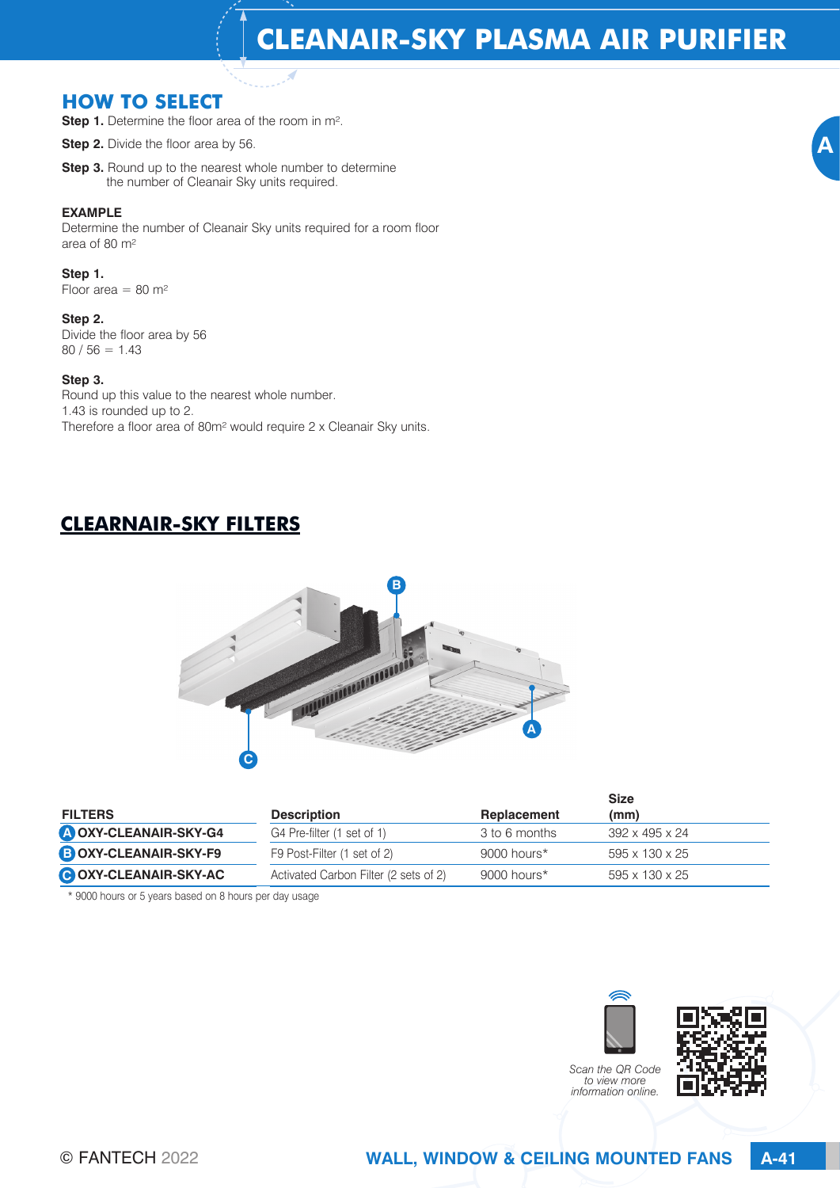# CLEANAIR-SKY PLASMA AIR PURIFIER

## HOW TO SELECT

**Step 1.** Determine the floor area of the room in $m^2$.

**Step 2.** Divide the floor area by 56.

**Step 3.** Round up to the nearest whole number to determine the number of Cleanair Sky units required.

**EXAMPLE**

Determine the number of Cleanair Sky units required for a room floor area of 80 $m^2$

**Step 1.**
Floor area = 80 $m^2$

**Step 2.**
Divide the floor area by 56
80 / 56 = 1.43

**Step 3.**
Round up this value to the nearest whole number.
1.43 is rounded up to 2.
Therefore a floor area of 80$m^2$ would require 2 x Cleanair Sky units.

## CLEARNAIR-SKY FILTERS

| FILTERS | Description | Replacement | Size (mm) |
|---|---|---|---|
| A OXY-CLEANAIR-SKY-G4 | G4 Pre-filter (1 set of 1) | 3 to 6 months | 392 x 495 x 24 |
| B OXY-CLEANAIR-SKY-F9 | F9 Post-Filter (1 set of 2) | 9000 hours* | 595 x 130 x 25 |
| C OXY-CLEANAIR-SKY-AC | Activated Carbon Filter (2 sets of 2) | 9000 hours* | 595 x 130 x 25 |

* 9000 hours or 5 years based on 8 hours per day usage

*Scan the QR Code to view more information online.*

© FANTECH 2022

WALL, WINDOW & CEILING MOUNTED FANS